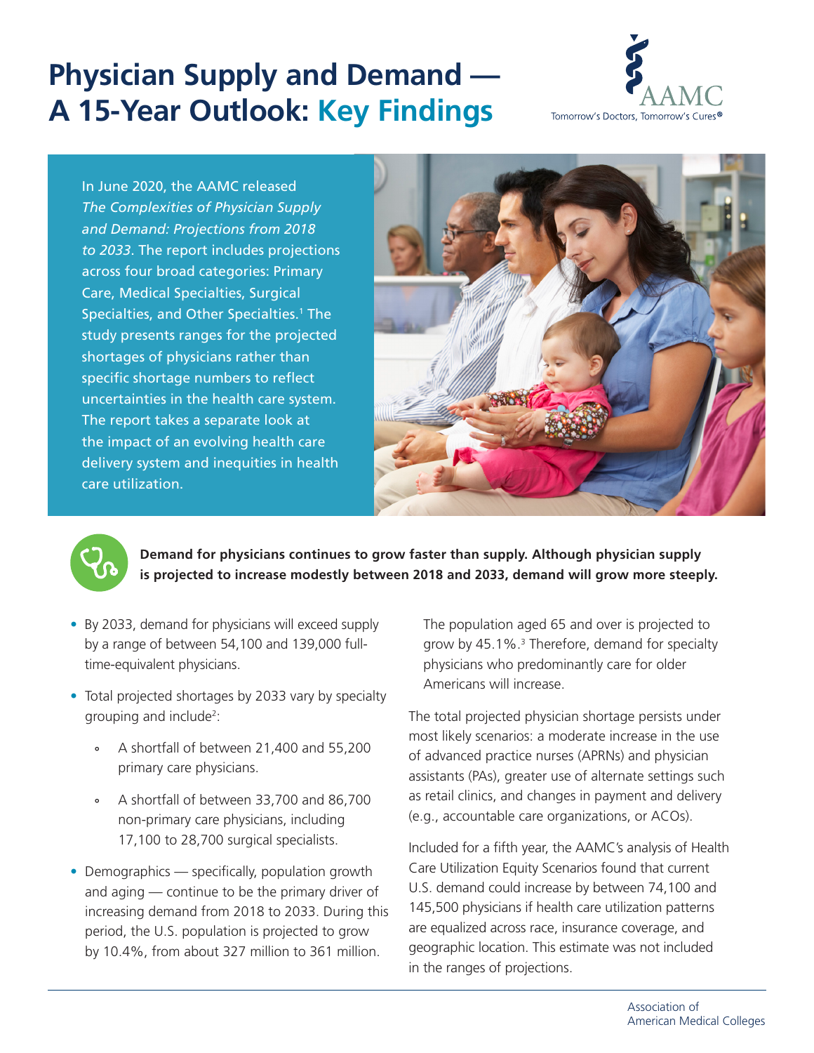# Physician Supply and Demand — A 15-Year Outlook: Key Findings

In June 2020, the AAMC released *The Complexities of Physician Supply and Demand: Projections from 2018 to 2033*. The report includes projections across four broad categories: Primary Care, Medical Specialties, Surgical Specialties, and Other Specialties.[1] The study presents ranges for the projected shortages of physicians rather than specific shortage numbers to reflect uncertainties in the health care system. The report takes a separate look at the impact of an evolving health care delivery system and inequities in health care utilization.

**Demand for physicians continues to grow faster than supply. Although physician supply is projected to increase modestly between 2018 and 2033, demand will grow more steeply.**

- By 2033, demand for physicians will exceed supply by a range of between 54,100 and 139,000 full-time-equivalent physicians.
- Total projected shortages by 2033 vary by specialty grouping and include[2]:
  - A shortfall of between 21,400 and 55,200 primary care physicians.
  - A shortfall of between 33,700 and 86,700 non-primary care physicians, including 17,100 to 28,700 surgical specialists.
- Demographics — specifically, population growth and aging — continue to be the primary driver of increasing demand from 2018 to 2033. During this period, the U.S. population is projected to grow by 10.4%, from about 327 million to 361 million. The population aged 65 and over is projected to grow by 45.1%.[3] Therefore, demand for specialty physicians who predominantly care for older Americans will increase.

The total projected physician shortage persists under most likely scenarios: a moderate increase in the use of advanced practice nurses (APRNs) and physician assistants (PAs), greater use of alternate settings such as retail clinics, and changes in payment and delivery (e.g., accountable care organizations, or ACOs).

Included for a fifth year, the AAMC's analysis of Health Care Utilization Equity Scenarios found that current U.S. demand could increase by between 74,100 and 145,500 physicians if health care utilization patterns are equalized across race, insurance coverage, and geographic location. This estimate was not included in the ranges of projections.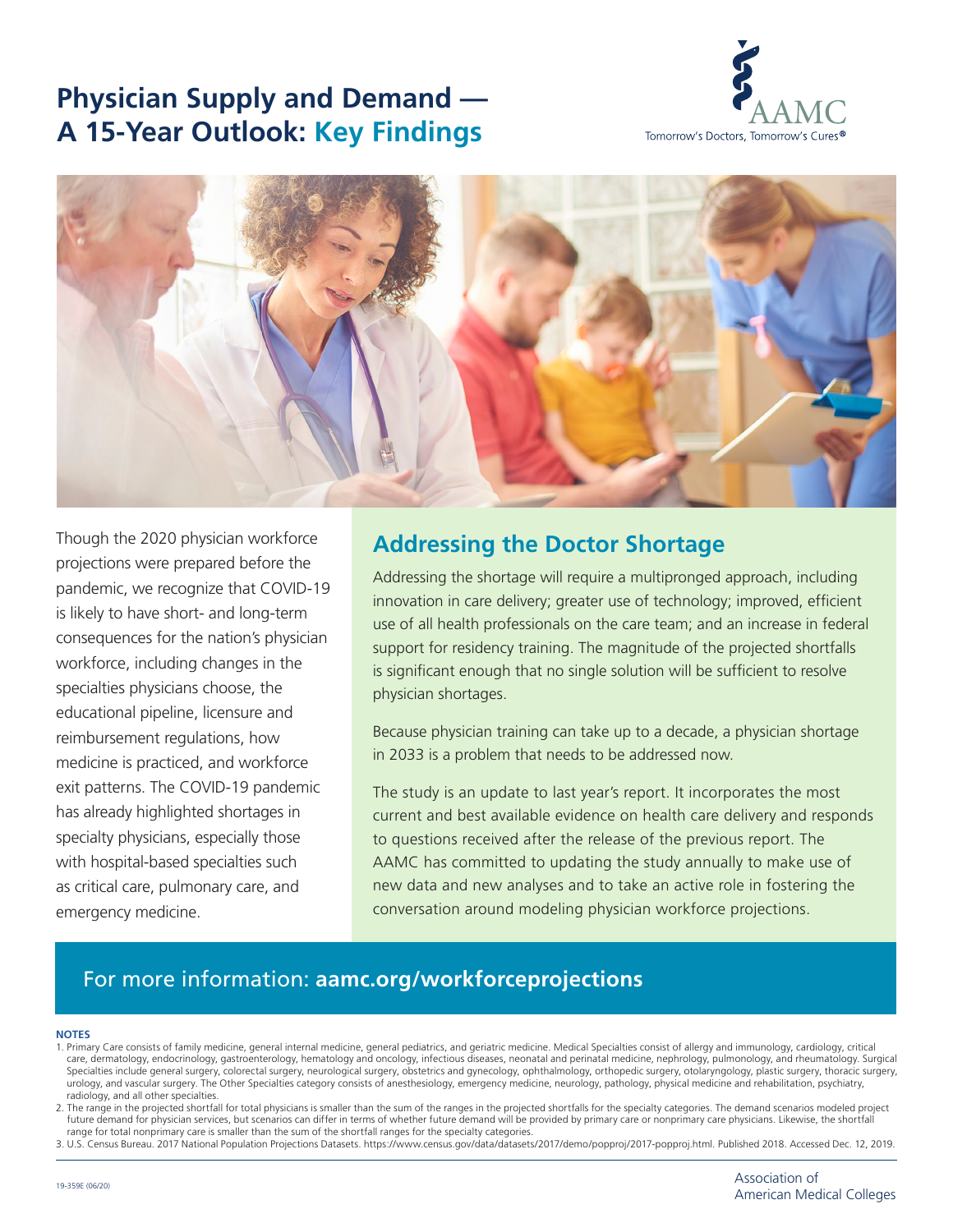# Physician Supply and Demand — A 15-Year Outlook: Key Findings

AAMC
Tomorrow's Doctors, Tomorrow's Cures®

Though the 2020 physician workforce projections were prepared before the pandemic, we recognize that COVID-19 is likely to have short- and long-term consequences for the nation's physician workforce, including changes in the specialties physicians choose, the educational pipeline, licensure and reimbursement regulations, how medicine is practiced, and workforce exit patterns. The COVID-19 pandemic has already highlighted shortages in specialty physicians, especially those with hospital-based specialties such as critical care, pulmonary care, and emergency medicine.

## Addressing the Doctor Shortage

Addressing the shortage will require a multipronged approach, including innovation in care delivery; greater use of technology; improved, efficient use of all health professionals on the care team; and an increase in federal support for residency training. The magnitude of the projected shortfalls is significant enough that no single solution will be sufficient to resolve physician shortages.

Because physician training can take up to a decade, a physician shortage in 2033 is a problem that needs to be addressed now.

The study is an update to last year's report. It incorporates the most current and best available evidence on health care delivery and responds to questions received after the release of the previous report. The AAMC has committed to updating the study annually to make use of new data and new analyses and to take an active role in fostering the conversation around modeling physician workforce projections.

For more information: **aamc.org/workforceprojections**

**NOTES**

1. Primary Care consists of family medicine, general internal medicine, general pediatrics, and geriatric medicine. Medical Specialties consist of allergy and immunology, cardiology, critical care, dermatology, endocrinology, gastroenterology, hematology and oncology, infectious diseases, neonatal and perinatal medicine, nephrology, pulmonology, and rheumatology. Surgical Specialties include general surgery, colorectal surgery, neurological surgery, obstetrics and gynecology, ophthalmology, orthopedic surgery, otolaryngology, plastic surgery, thoracic surgery, urology, and vascular surgery. The Other Specialties category consists of anesthesiology, emergency medicine, neurology, pathology, physical medicine and rehabilitation, psychiatry, radiology, and all other specialties.
2. The range in the projected shortfall for total physicians is smaller than the sum of the ranges in the projected shortfalls for the specialty categories. The demand scenarios modeled project future demand for physician services, but scenarios can differ in terms of whether future demand will be provided by primary care or nonprimary care physicians. Likewise, the shortfall range for total nonprimary care is smaller than the sum of the shortfall ranges for the specialty categories.
3. U.S. Census Bureau. 2017 National Population Projections Datasets. https://www.census.gov/data/datasets/2017/demo/popproj/2017-popproj.html. Published 2018. Accessed Dec. 12, 2019.

19-359E (06/20)

Association of American Medical Colleges